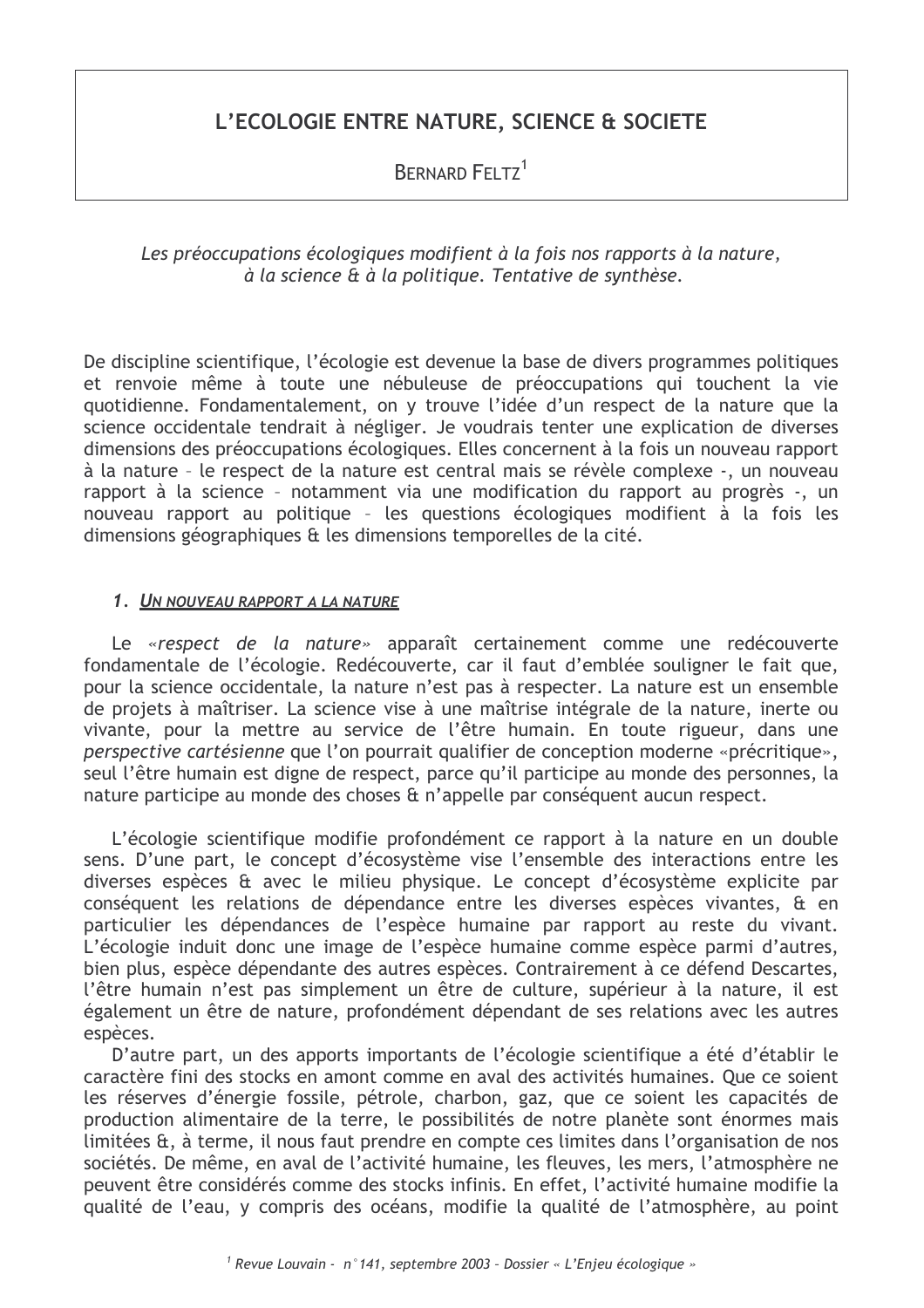# L'ECOLOGIE ENTRE NATURE, SCIENCE & SOCIETE

BERNARD FELTZ[1]

*Les préoccupations écologiques modifient à la fois nos rapports à la nature, à la science & à la politique. Tentative de synthèse.*

De discipline scientifique, l'écologie est devenue la base de divers programmes politiques et renvoie même à toute une nébuleuse de préoccupations qui touchent la vie quotidienne. Fondamentalement, on y trouve l'idée d'un respect de la nature que la science occidentale tendrait à négliger. Je voudrais tenter une explication de diverses dimensions des préoccupations écologiques. Elles concernent à la fois un nouveau rapport à la nature – le respect de la nature est central mais se révèle complexe -, un nouveau rapport à la science – notamment via une modification du rapport au progrès -, un nouveau rapport au politique – les questions écologiques modifient à la fois les dimensions géographiques & les dimensions temporelles de la cité.

## 1. UN NOUVEAU RAPPORT A LA NATURE

Le «*respect de la nature*» apparaît certainement comme une redécouverte fondamentale de l'écologie. Redécouverte, car il faut d'emblée souligner le fait que, pour la science occidentale, la nature n'est pas à respecter. La nature est un ensemble de projets à maîtriser. La science vise à une maîtrise intégrale de la nature, inerte ou vivante, pour la mettre au service de l'être humain. En toute rigueur, dans une *perspective cartésienne* que l'on pourrait qualifier de conception moderne «précritique», seul l'être humain est digne de respect, parce qu'il participe au monde des personnes, la nature participe au monde des choses & n'appelle par conséquent aucun respect.

L'écologie scientifique modifie profondément ce rapport à la nature en un double sens. D'une part, le concept d'écosystème vise l'ensemble des interactions entre les diverses espèces & avec le milieu physique. Le concept d'écosystème explicite par conséquent les relations de dépendance entre les diverses espèces vivantes, & en particulier les dépendances de l'espèce humaine par rapport au reste du vivant. L'écologie induit donc une image de l'espèce humaine comme espèce parmi d'autres, bien plus, espèce dépendante des autres espèces. Contrairement à ce défend Descartes, l'être humain n'est pas simplement un être de culture, supérieur à la nature, il est également un être de nature, profondément dépendant de ses relations avec les autres espèces.

D'autre part, un des apports importants de l'écologie scientifique a été d'établir le caractère fini des stocks en amont comme en aval des activités humaines. Que ce soient les réserves d'énergie fossile, pétrole, charbon, gaz, que ce soient les capacités de production alimentaire de la terre, le possibilités de notre planète sont énormes mais limitées &, à terme, il nous faut prendre en compte ces limites dans l'organisation de nos sociétés. De même, en aval de l'activité humaine, les fleuves, les mers, l'atmosphère ne peuvent être considérés comme des stocks infinis. En effet, l'activité humaine modifie la qualité de l'eau, y compris des océans, modifie la qualité de l'atmosphère, au point

[1] Revue Louvain - n°141, septembre 2003 – Dossier « L'Enjeu écologique »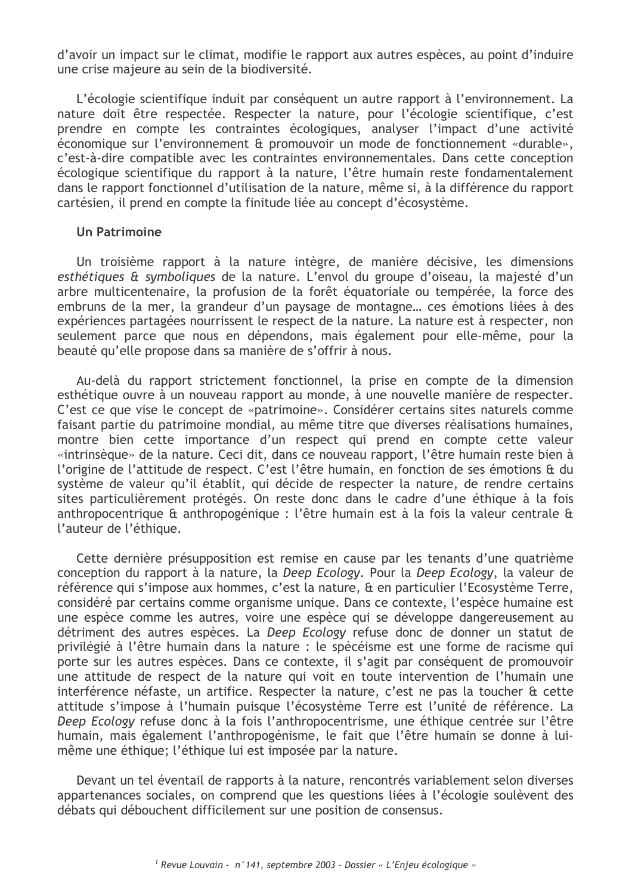d'avoir un impact sur le climat, modifie le rapport aux autres espèces, au point d'induire une crise majeure au sein de la biodiversité.

L'écologie scientifique induit par conséquent un autre rapport à l'environnement. La nature doit être respectée. Respecter la nature, pour l'écologie scientifique, c'est prendre en compte les contraintes écologiques, analyser l'impact d'une activité économique sur l'environnement & promouvoir un mode de fonctionnement «durable», c'est-à-dire compatible avec les contraintes environnementales. Dans cette conception écologique scientifique du rapport à la nature, l'être humain reste fondamentalement dans le rapport fonctionnel d'utilisation de la nature, même si, à la différence du rapport cartésien, il prend en compte la finitude liée au concept d'écosystème.

**Un Patrimoine**

Un troisième rapport à la nature intègre, de manière décisive, les dimensions *esthétiques & symboliques* de la nature. L'envol du groupe d'oiseau, la majesté d'un arbre multicentenaire, la profusion de la forêt équatoriale ou tempérée, la force des embruns de la mer, la grandeur d'un paysage de montagne... ces émotions liées à des expériences partagées nourrissent le respect de la nature. La nature est à respecter, non seulement parce que nous en dépendons, mais également pour elle-même, pour la beauté qu'elle propose dans sa manière de s'offrir à nous.

Au-delà du rapport strictement fonctionnel, la prise en compte de la dimension esthétique ouvre à un nouveau rapport au monde, à une nouvelle manière de respecter. C'est ce que vise le concept de «patrimoine». Considérer certains sites naturels comme faisant partie du patrimoine mondial, au même titre que diverses réalisations humaines, montre bien cette importance d'un respect qui prend en compte cette valeur «intrinsèque» de la nature. Ceci dit, dans ce nouveau rapport, l'être humain reste bien à l'origine de l'attitude de respect. C'est l'être humain, en fonction de ses émotions & du système de valeur qu'il établit, qui décide de respecter la nature, de rendre certains sites particulièrement protégés. On reste donc dans le cadre d'une éthique à la fois anthropocentrique & anthropogénique : l'être humain est à la fois la valeur centrale & l'auteur de l'éthique.

Cette dernière présupposition est remise en cause par les tenants d'une quatrième conception du rapport à la nature, la *Deep Ecology*. Pour la *Deep Ecology*, la valeur de référence qui s'impose aux hommes, c'est la nature, & en particulier l'Ecosystème Terre, considéré par certains comme organisme unique. Dans ce contexte, l'espèce humaine est une espèce comme les autres, voire une espèce qui se développe dangereusement au détriment des autres espèces. La *Deep Ecology* refuse donc de donner un statut de privilégié à l'être humain dans la nature : le spécéisme est une forme de racisme qui porte sur les autres espèces. Dans ce contexte, il s'agit par conséquent de promouvoir une attitude de respect de la nature qui voit en toute intervention de l'humain une interférence néfaste, un artifice. Respecter la nature, c'est ne pas la toucher & cette attitude s'impose à l'humain puisque l'écosystème Terre est l'unité de référence. La *Deep Ecology* refuse donc à la fois l'anthropocentrisme, une éthique centrée sur l'être humain, mais également l'anthropogénisme, le fait que l'être humain se donne à lui-même une éthique; l'éthique lui est imposée par la nature.

Devant un tel éventail de rapports à la nature, rencontrés variablement selon diverses appartenances sociales, on comprend que les questions liées à l'écologie soulèvent des débats qui débouchent difficilement sur une position de consensus.

[1] *Revue Louvain - n°141, septembre 2003 - Dossier « L'Enjeu écologique »*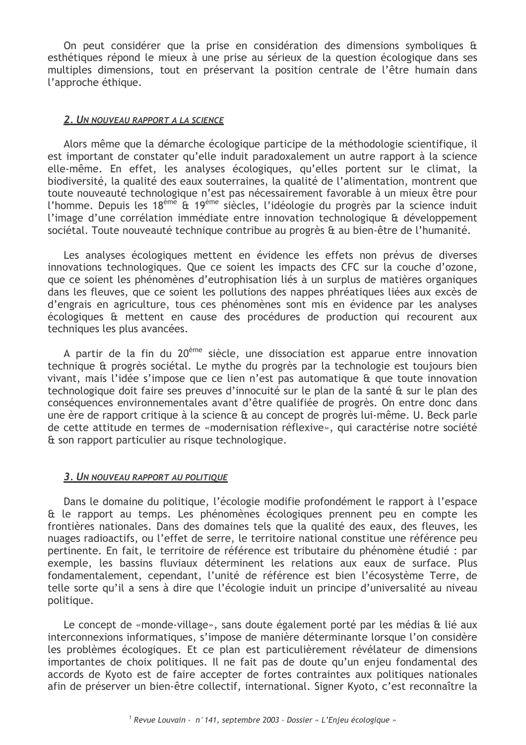On peut considérer que la prise en considération des dimensions symboliques & esthétiques répond le mieux à une prise au sérieux de la question écologique dans ses multiples dimensions, tout en préservant la position centrale de l'être humain dans l'approche éthique.

## *2. Un nouveau rapport a la science*

Alors même que la démarche écologique participe de la méthodologie scientifique, il est important de constater qu'elle induit paradoxalement un autre rapport à la science elle-même. En effet, les analyses écologiques, qu'elles portent sur le climat, la biodiversité, la qualité des eaux souterraines, la qualité de l'alimentation, montrent que toute nouveauté technologique n'est pas nécessairement favorable à un mieux être pour l'homme. Depuis les 18ème & 19ème siècles, l'idéologie du progrès par la science induit l'image d'une corrélation immédiate entre innovation technologique & développement sociétal. Toute nouveauté technique contribue au progrès & au bien-être de l'humanité.

Les analyses écologiques mettent en évidence les effets non prévus de diverses innovations technologiques. Que ce soient les impacts des CFC sur la couche d'ozone, que ce soient les phénomènes d'eutrophisation liés à un surplus de matières organiques dans les fleuves, que ce soient les pollutions des nappes phréatiques liées aux excès de d'engrais en agriculture, tous ces phénomènes sont mis en évidence par les analyses écologiques & mettent en cause des procédures de production qui recourent aux techniques les plus avancées.

A partir de la fin du 20ème siècle, une dissociation est apparue entre innovation technique & progrès sociétal. Le mythe du progrès par la technologie est toujours bien vivant, mais l'idée s'impose que ce lien n'est pas automatique & que toute innovation technologique doit faire ses preuves d'innocuité sur le plan de la santé & sur le plan des conséquences environnementales avant d'être qualifiée de progrès. On entre donc dans une ère de rapport critique à la science & au concept de progrès lui-même. U. Beck parle de cette attitude en termes de «modernisation réflexive», qui caractérise notre société & son rapport particulier au risque technologique.

## *3. Un nouveau rapport au politique*

Dans le domaine du politique, l'écologie modifie profondément le rapport à l'espace & le rapport au temps. Les phénomènes écologiques prennent peu en compte les frontières nationales. Dans des domaines tels que la qualité des eaux, des fleuves, les nuages radioactifs, ou l'effet de serre, le territoire national constitue une référence peu pertinente. En fait, le territoire de référence est tributaire du phénomène étudié : par exemple, les bassins fluviaux déterminent les relations aux eaux de surface. Plus fondamentalement, cependant, l'unité de référence est bien l'écosystème Terre, de telle sorte qu'il a sens à dire que l'écologie induit un principe d'universalité au niveau politique.

Le concept de «monde-village», sans doute également porté par les médias & lié aux interconnexions informatiques, s'impose de manière déterminante lorsque l'on considère les problèmes écologiques. Et ce plan est particulièrement révélateur de dimensions importantes de choix politiques. Il ne fait pas de doute qu'un enjeu fondamental des accords de Kyoto est de faire accepter de fortes contraintes aux politiques nationales afin de préserver un bien-être collectif, international. Signer Kyoto, c'est reconnaître la

[1] *Revue Louvain - n°141, septembre 2003 - Dossier « L'Enjeu écologique »*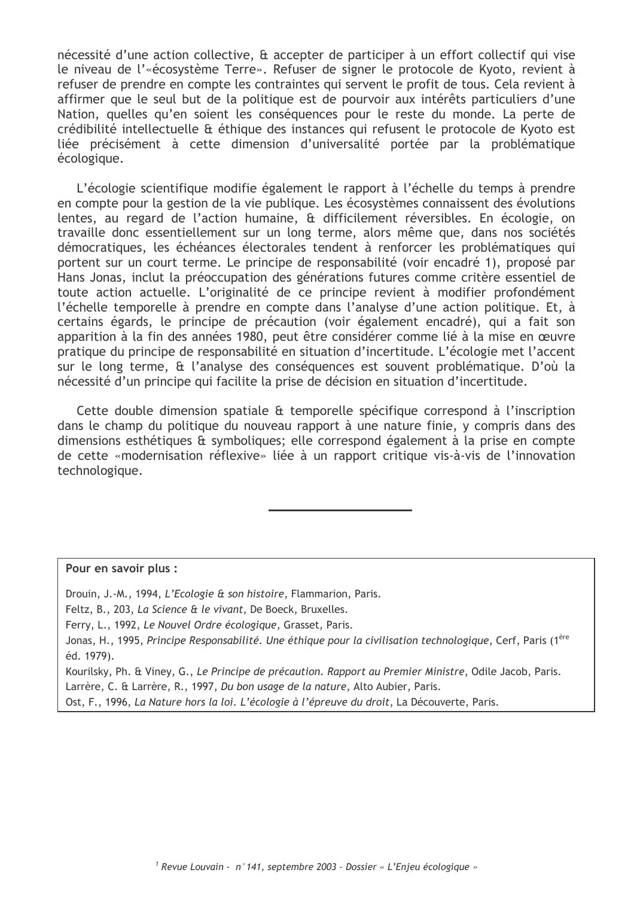nécessité d'une action collective, & accepter de participer à un effort collectif qui vise le niveau de l'«écosystème Terre». Refuser de signer le protocole de Kyoto, revient à refuser de prendre en compte les contraintes qui servent le profit de tous. Cela revient à affirmer que le seul but de la politique est de pourvoir aux intérêts particuliers d'une Nation, quelles qu'en soient les conséquences pour le reste du monde. La perte de crédibilité intellectuelle & éthique des instances qui refusent le protocole de Kyoto est liée précisément à cette dimension d'universalité portée par la problématique écologique.

L'écologie scientifique modifie également le rapport à l'échelle du temps à prendre en compte pour la gestion de la vie publique. Les écosystèmes connaissent des évolutions lentes, au regard de l'action humaine, & difficilement réversibles. En écologie, on travaille donc essentiellement sur un long terme, alors même que, dans nos sociétés démocratiques, les échéances électorales tendent à renforcer les problématiques qui portent sur un court terme. Le principe de responsabilité (voir encadré 1), proposé par Hans Jonas, inclut la préoccupation des générations futures comme critère essentiel de toute action actuelle. L'originalité de ce principe revient à modifier profondément l'échelle temporelle à prendre en compte dans l'analyse d'une action politique. Et, à certains égards, le principe de précaution (voir également encadré), qui a fait son apparition à la fin des années 1980, peut être considérer comme lié à la mise en œuvre pratique du principe de responsabilité en situation d'incertitude. L'écologie met l'accent sur le long terme, & l'analyse des conséquences est souvent problématique. D'où la nécessité d'un principe qui facilite la prise de décision en situation d'incertitude.

Cette double dimension spatiale & temporelle spécifique correspond à l'inscription dans le champ du politique du nouveau rapport à une nature finie, y compris dans des dimensions esthétiques & symboliques; elle correspond également à la prise en compte de cette «modernisation réflexive» liée à un rapport critique vis-à-vis de l'innovation technologique.

---

**Pour en savoir plus :**

Drouin, J.-M., 1994, *L'Ecologie & son histoire*, Flammarion, Paris.

Feltz, B., 203, *La Science & le vivant*, De Boeck, Bruxelles.

Ferry, L., 1992, *Le Nouvel Ordre écologique*, Grasset, Paris.

Jonas, H., 1995, *Principe Responsabilité. Une éthique pour la civilisation technologique*, Cerf, Paris (1ère éd. 1979).

Kourilsky, Ph. & Viney, G., *Le Principe de précaution. Rapport au Premier Ministre*, Odile Jacob, Paris.

Larrère, C. & Larrère, R., 1997, *Du bon usage de la nature*, Alto Aubier, Paris.

Ost, F., 1996, *La Nature hors la loi. L'écologie à l'épreuve du droit*, La Découverte, Paris.

[1] *Revue Louvain - n°141, septembre 2003 - Dossier « L'Enjeu écologique »*